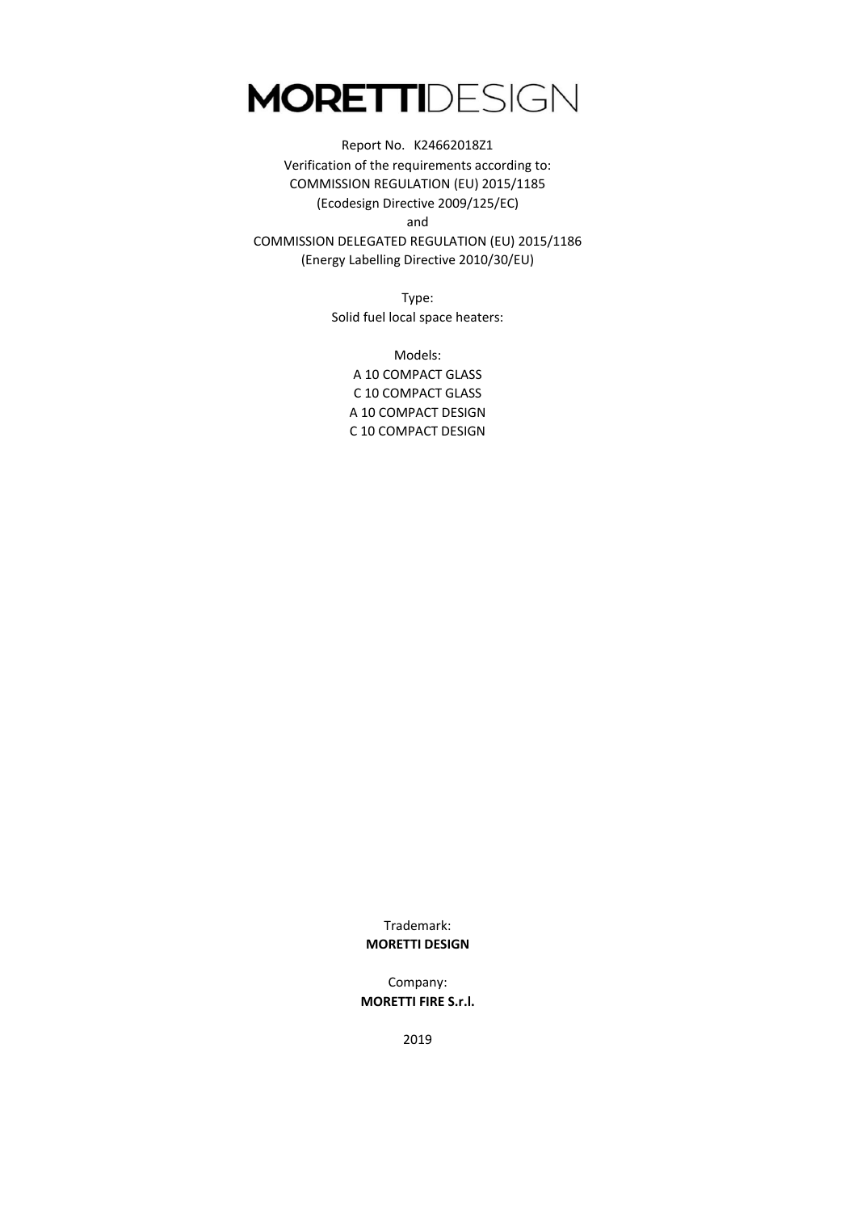# MORETTIDESIGN

Report No. K24662018Z1

Verification of the requirements according to:

COMMISSION REGULATION (EU) 2015/1185

(Ecodesign Directive 2009/125/EC)

and

COMMISSION DELEGATED REGULATION (EU) 2015/1186

(Energy Labelling Directive 2010/30/EU)

Type:

Solid fuel local space heaters:

Models:

A 10 COMPACT GLASS

C 10 COMPACT GLASS

A 10 COMPACT DESIGN

C 10 COMPACT DESIGN

Trademark:

**MORETTI DESIGN**

Company:

**MORETTI FIRE S.r.l.**

2019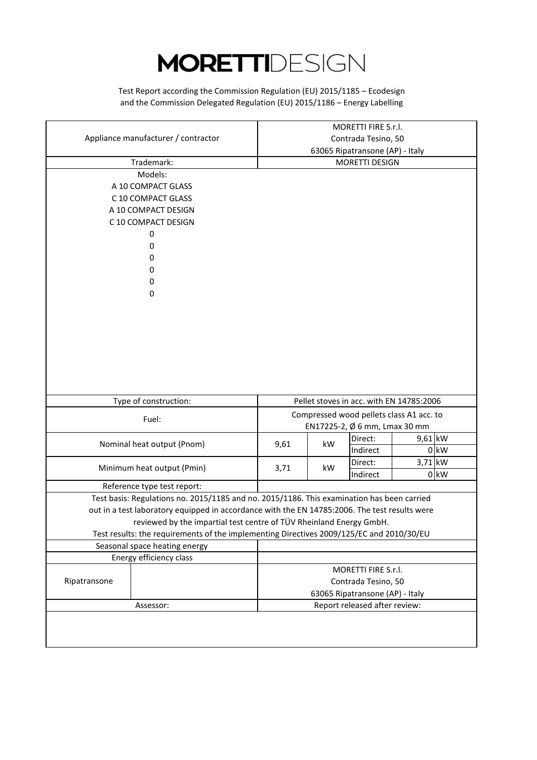# MORETTIDESIGN

Test Report according the Commission Regulation (EU) 2015/1185 – Ecodesign and the Commission Delegated Regulation (EU) 2015/1186 – Energy Labelling

| | | | | | |
|---|---|---|---|---|---|
| Appliance manufacturer / contractor | MORETTI FIRE S.r.l.<br>Contrada Tesino, 50<br>63065 Ripatransone (AP) - Italy | | | | |
| Trademark: | MORETTI DESIGN | | | | |
| Models:<br>A 10 COMPACT GLASS<br>C 10 COMPACT GLASS<br>A 10 COMPACT DESIGN<br>C 10 COMPACT DESIGN<br>0<br>0<br>0<br>0<br>0<br>0 | | | | | |
| Type of construction: | Pellet stoves in acc. with EN 14785:2006 | | | | |
| Fuel: | Compressed wood pellets class A1 acc. to EN17225-2, Ø 6 mm, Lmax 30 mm | | | | |
| Nominal heat output (Pnom) | 9,61 | kW | Direct: | 9,61 | kW |
| | | | Indirect | 0 | kW |
| Minimum heat output (Pmin) | 3,71 | kW | Direct: | 3,71 | kW |
| | | | Indirect | 0 | kW |
| Reference type test report: | | | | | |
| Test basis: Regulations no. 2015/1185 and no. 2015/1186. This examination has been carried out in a test laboratory equipped in accordance with the EN 14785:2006. The test results were reviewed by the impartial test centre of TÜV Rheinland Energy GmbH.<br>Test results: the requirements of the implementing Directives 2009/125/EC and 2010/30/EU | | | | | |
| Seasonal space heating energy | | | | | |
| Energy efficiency class | | | | | |
| Ripatransone | MORETTI FIRE S.r.l.<br>Contrada Tesino, 50<br>63065 Ripatransone (AP) - Italy | | | | |
| Assessor: | Report released after review: | | | | |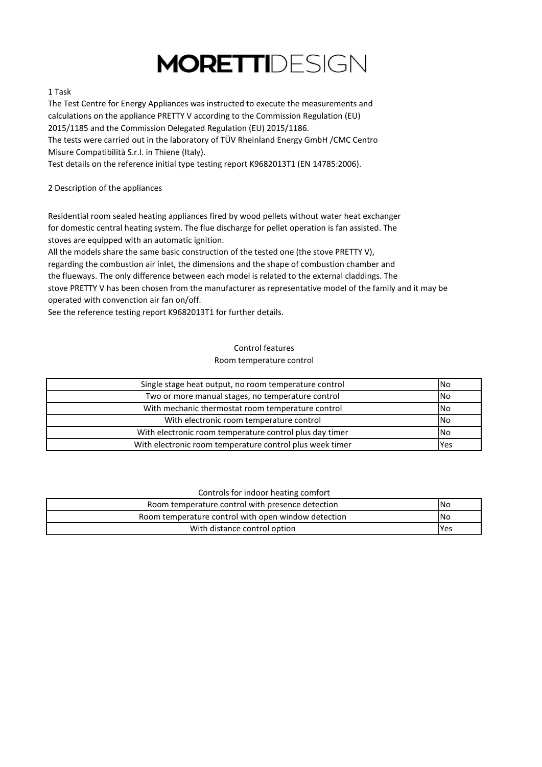# MORETTIDESIGN

## 1 Task

The Test Centre for Energy Appliances was instructed to execute the measurements and calculations on the appliance PRETTY V according to the Commission Regulation (EU) 2015/1185 and the Commission Delegated Regulation (EU) 2015/1186.
The tests were carried out in the laboratory of TÜV Rheinland Energy GmbH /CMC Centro Misure Compatibilità S.r.l. in Thiene (Italy).
Test details on the reference initial type testing report K9682013T1 (EN 14785:2006).

## 2 Description of the appliances

Residential room sealed heating appliances fired by wood pellets without water heat exchanger for domestic central heating system. The flue discharge for pellet operation is fan assisted. The stoves are equipped with an automatic ignition.
All the models share the same basic construction of the tested one (the stove PRETTY V), regarding the combustion air inlet, the dimensions and the shape of combustion chamber and the flueways. The only difference between each model is related to the external claddings. The stove PRETTY V has been chosen from the manufacturer as representative model of the family and it may be operated with convenction air fan on/off.
See the reference testing report K9682013T1 for further details.

### Control features

Room temperature control

| Room temperature control | |
|---|---|
| Single stage heat output, no room temperature control | No |
| Two or more manual stages, no temperature control | No |
| With mechanic thermostat room temperature control | No |
| With electronic room temperature control | No |
| With electronic room temperature control plus day timer | No |
| With electronic room temperature control plus week timer | Yes |

Controls for indoor heating comfort

| Controls for indoor heating comfort | |
|---|---|
| Room temperature control with presence detection | No |
| Room temperature control with open window detection | No |
| With distance control option | Yes |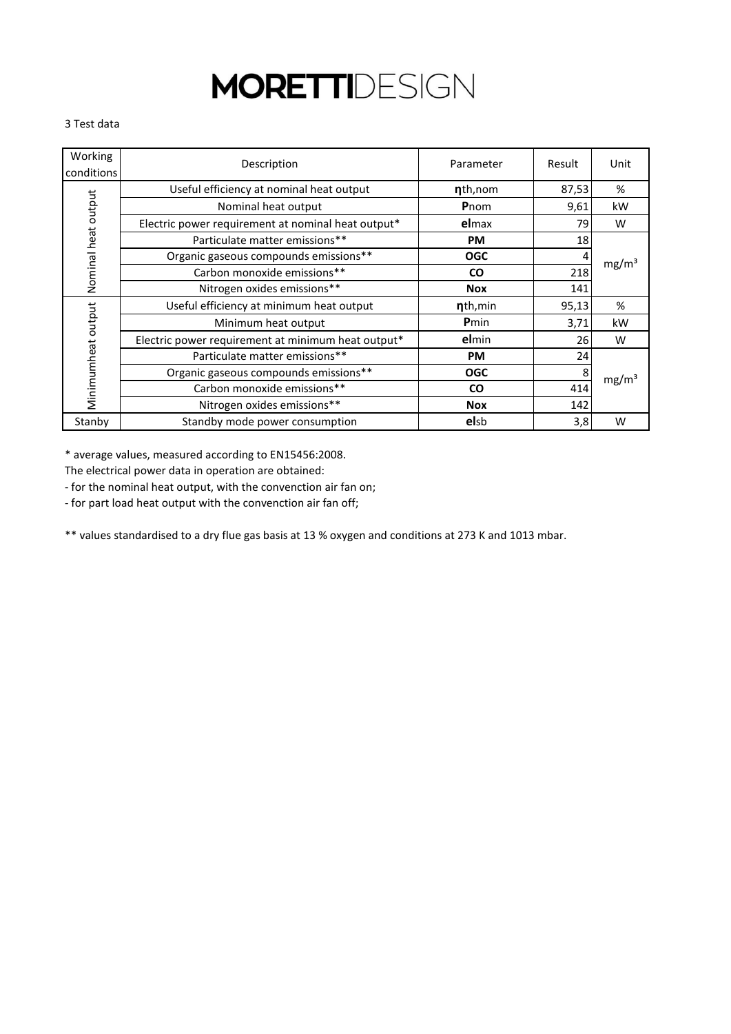# MORETTIDESIGN

3 Test data

| Working conditions | Description | Parameter | Result | Unit |
|---|---|---|---|---|
| Nominal heat output | Useful efficiency at nominal heat output | **η**th,nom | 87,53 | % |
| | Nominal heat output | **P**nom | 9,61 | kW |
| | Electric power requirement at nominal heat output* | **el**max | 79 | W |
| | Particulate matter emissions** | **PM** | 18 | mg/m³ |
| | Organic gaseous compounds emissions** | **OGC** | 4 | |
| | Carbon monoxide emissions** | **CO** | 218 | |
| | Nitrogen oxides emissions** | **Nox** | 141 | |
| Minimumheat output | Useful efficiency at minimum heat output | **η**th,min | 95,13 | % |
| | Minimum heat output | **P**min | 3,71 | kW |
| | Electric power requirement at minimum heat output* | **el**min | 26 | W |
| | Particulate matter emissions** | **PM** | 24 | mg/m³ |
| | Organic gaseous compounds emissions** | **OGC** | 8 | |
| | Carbon monoxide emissions** | **CO** | 414 | |
| | Nitrogen oxides emissions** | **Nox** | 142 | |
| Stanby | Standby mode power consumption | **el**sb | 3,8 | W |

* average values, measured according to EN15456:2008.

The electrical power data in operation are obtained:

- for the nominal heat output, with the convenction air fan on;
- for part load heat output with the convenction air fan off;

** values standardised to a dry flue gas basis at 13 % oxygen and conditions at 273 K and 1013 mbar.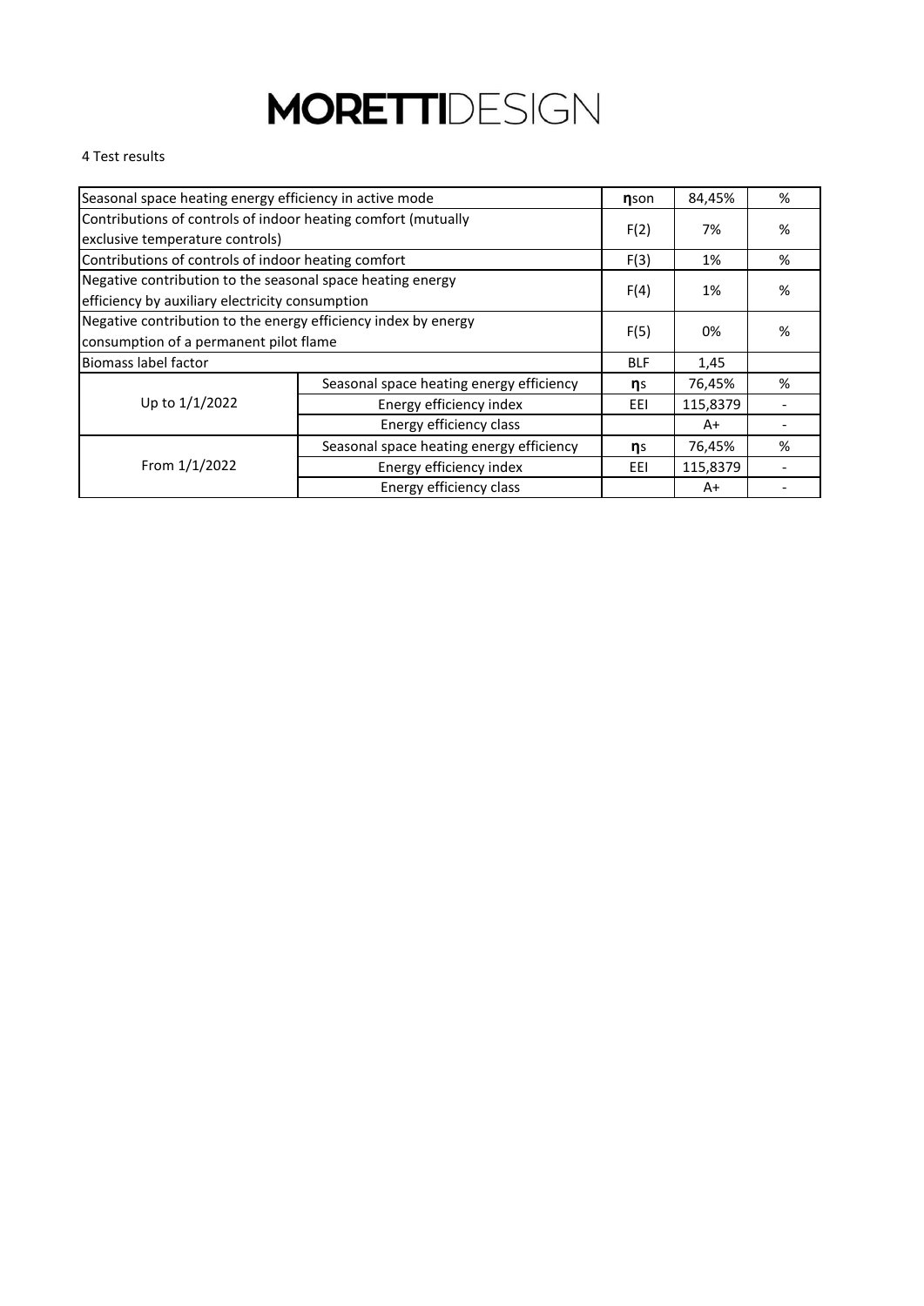# MORETTIDESIGN

4 Test results

| | | | | |
|---|---|---|---|---|
| Seasonal space heating energy efficiency in active mode | | **η**son | 84,45% | % |
| Contributions of controls of indoor heating comfort (mutually exclusive temperature controls) | | F(2) | 7% | % |
| Contributions of controls of indoor heating comfort | | F(3) | 1% | % |
| Negative contribution to the seasonal space heating energy efficiency by auxiliary electricity consumption | | F(4) | 1% | % |
| Negative contribution to the energy efficiency index by energy consumption of a permanent pilot flame | | F(5) | 0% | % |
| Biomass label factor | | BLF | 1,45 | |
| Up to 1/1/2022 | Seasonal space heating energy efficiency | **η**s | 76,45% | % |
| | Energy efficiency index | EEI | 115,8379 | - |
| | Energy efficiency class | | A+ | - |
| From 1/1/2022 | Seasonal space heating energy efficiency | **η**s | 76,45% | % |
| | Energy efficiency index | EEI | 115,8379 | - |
| | Energy efficiency class | | A+ | - |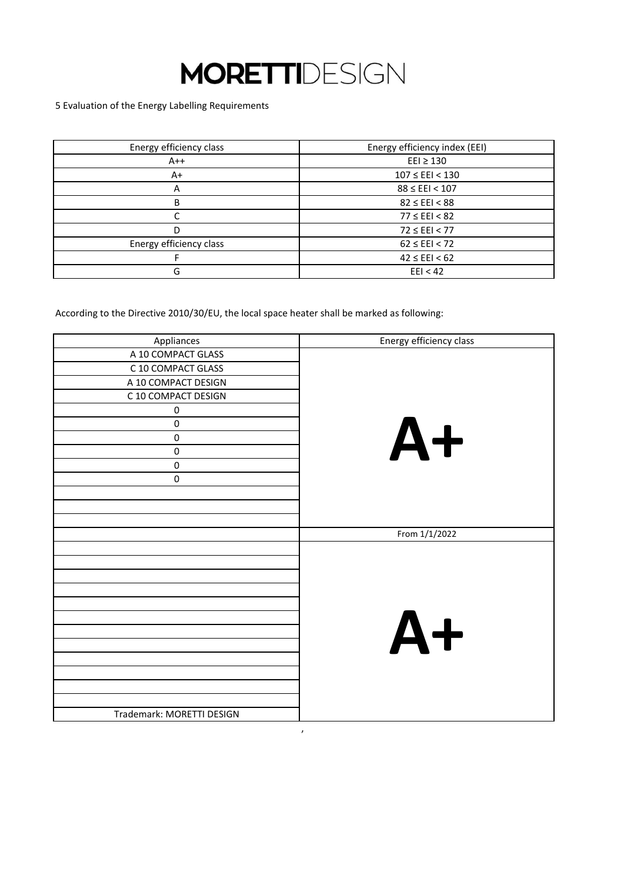# MORETTIDESIGN

5 Evaluation of the Energy Labelling Requirements

| Energy efficiency class | Energy efficiency index (EEI) |
|---|---|
| A++ | EEI ≥ 130 |
| A+ | 107 ≤ EEI < 130 |
| A | 88 ≤ EEI < 107 |
| B | 82 ≤ EEI < 88 |
| C | 77 ≤ EEI < 82 |
| D | 72 ≤ EEI < 77 |
| Energy efficiency class | 62 ≤ EEI < 72 |
| F | 42 ≤ EEI < 62 |
| G | EEI < 42 |

According to the Directive 2010/30/EU, the local space heater shall be marked as following:

| Appliances | Energy efficiency class |
|---|---|
| A 10 COMPACT GLASS | **A+** |
| C 10 COMPACT GLASS | |
| A 10 COMPACT DESIGN | |
| C 10 COMPACT DESIGN | |
| 0 | |
| 0 | |
| 0 | |
| 0 | |
| 0 | |
| 0 | |
| | |
| | |
| | |
| | From 1/1/2022 |
| | **A+** |
| | |
| | |
| | |
| | |
| | |
| | |
| | |
| | |
| | |
| | |
| | |
| Trademark: MORETTI DESIGN | |

,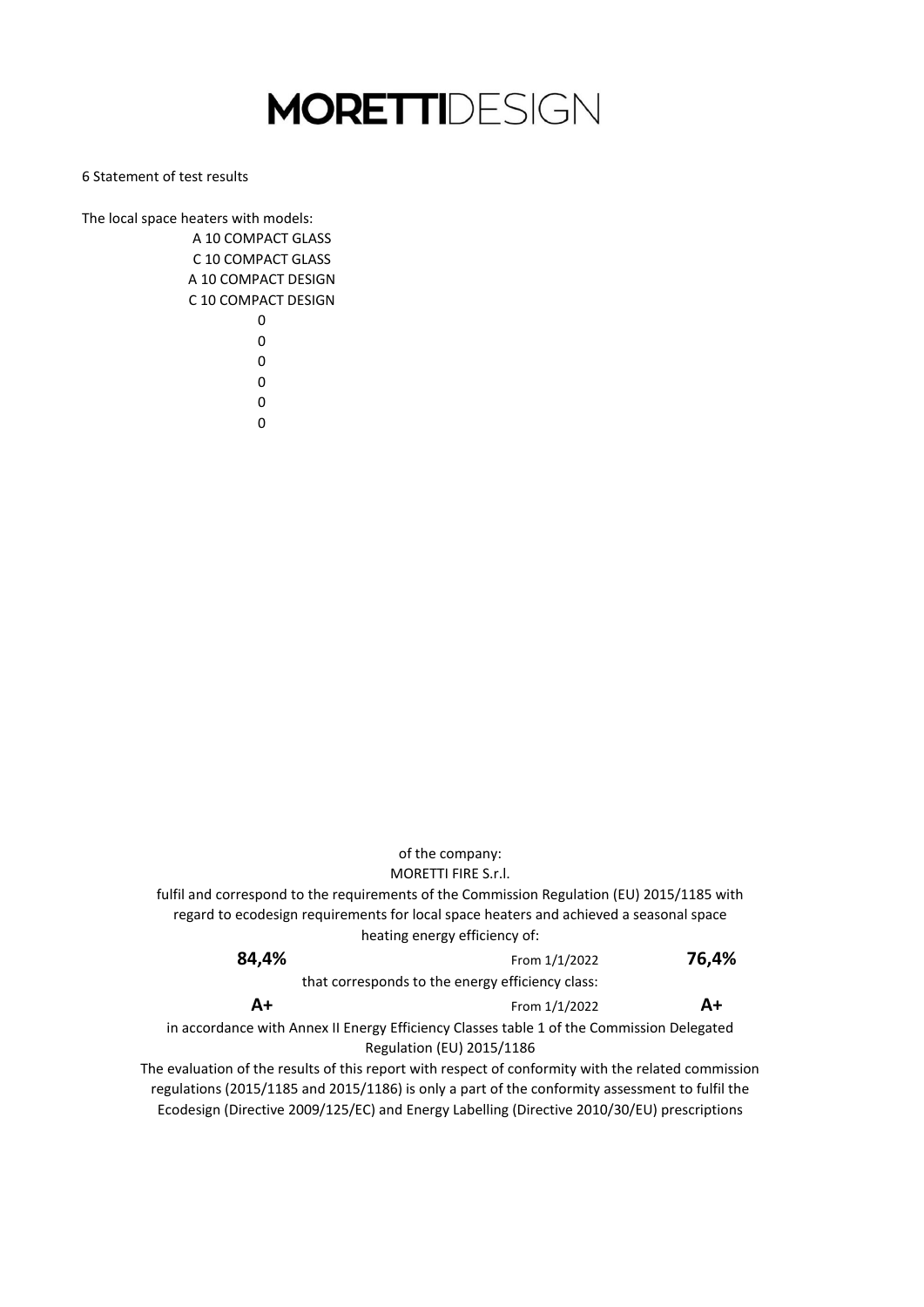# MORETTIDESIGN

6 Statement of test results

The local space heaters with models:

A 10 COMPACT GLASS
C 10 COMPACT GLASS
A 10 COMPACT DESIGN
C 10 COMPACT DESIGN
0
0
0
0
0
0

of the company:
MORETTI FIRE S.r.l.

fulfil and correspond to the requirements of the Commission Regulation (EU) 2015/1185 with regard to ecodesign requirements for local space heaters and achieved a seasonal space heating energy efficiency of:

| **84,4%** | From 1/1/2022 | **76,4%** |
|---|---|---|

that corresponds to the energy efficiency class:

| **A+** | From 1/1/2022 | **A+** |
|---|---|---|

in accordance with Annex II Energy Efficiency Classes table 1 of the Commission Delegated Regulation (EU) 2015/1186

The evaluation of the results of this report with respect of conformity with the related commission regulations (2015/1185 and 2015/1186) is only a part of the conformity assessment to fulfil the Ecodesign (Directive 2009/125/EC) and Energy Labelling (Directive 2010/30/EU) prescriptions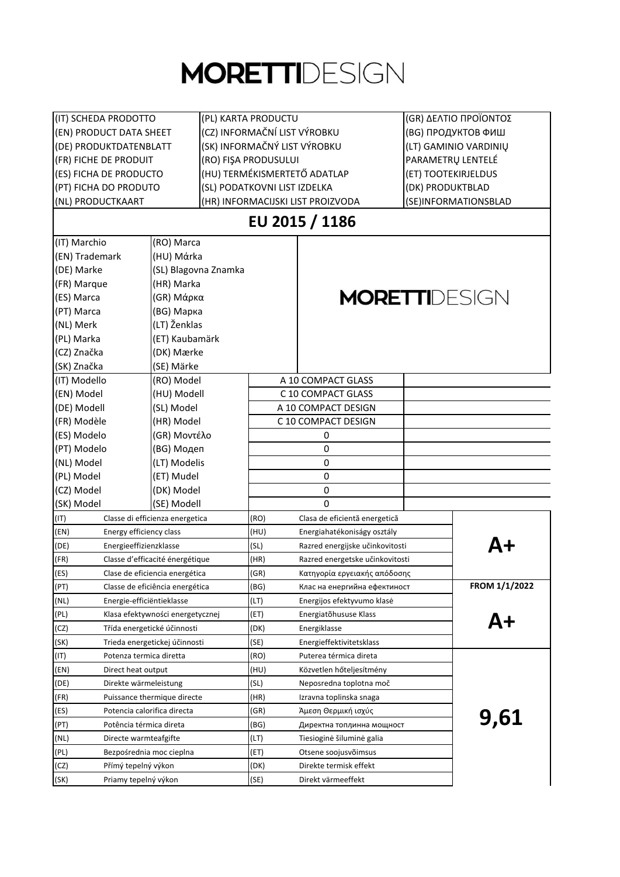# MORETTIDESIGN

| (IT) SCHEDA PRODOTTO | (PL) KARTA PRODUCTU | (GR) ΔΕΛΤΙΟ ΠΡΟΪΟΝΤΟΣ |
|---|---|---|
| (EN) PRODUCT DATA SHEET | (CZ) INFORMAČNÍ LIST VÝROBKU | (BG) ПРОДУКТОВ ФИШ |
| (DE) PRODUKTDATENBLATT | (SK) INFORMAČNÝ LIST VÝROBKU | (LT) GAMINIO VARDINIŲ PARAMETRŲ LENTELĖ |
| (FR) FICHE DE PRODUIT | (RO) FIŞA PRODUSULUI | |
| (ES) FICHA DE PRODUCTO | (HU) TERMÉKISMERTETŐ ADATLAP | (ET) TOOTEKIRJELDUS |
| (PT) FICHA DO PRODUTO | (SL) PODATKOVNI LIST IZDELKA | (DK) PRODUKTBLAD |
| (NL) PRODUCTKAART | (HR) INFORMACIJSKI LIST PROIZVODA | (SE)INFORMATIONSBLAD |

## EU 2015 / 1186

| | | | |
|---|---|---|---|
| (IT) Marchio | (RO) Marca | MORETTIDESIGN | |
| (EN) Trademark | (HU) Mάrka | | |
| (DE) Marke | (SL) Blagovna Znamka | | |
| (FR) Marque | (HR) Marka | | |
| (ES) Marca | (GR) Μάρκα | | |
| (PT) Marca | (BG) Марка | | |
| (NL) Merk | (LT) Ženklas | | |
| (PL) Marka | (ET) Kaubamärk | | |
| (CZ) Značka | (DK) Mærke | | |
| (SK) Značka | (SE) Märke | | |
| (IT) Modello | (RO) Model | A 10 COMPACT GLASS | |
| (EN) Model | (HU) Modell | C 10 COMPACT GLASS | |
| (DE) Modell | (SL) Model | A 10 COMPACT DESIGN | |
| (FR) Modèle | (HR) Model | C 10 COMPACT DESIGN | |
| (ES) Modelo | (GR) Μοντέλο | 0 | |
| (PT) Modelo | (BG) Модел | 0 | |
| (NL) Model | (LT) Modelis | 0 | |
| (PL) Model | (ET) Mudel | 0 | |
| (CZ) Model | (DK) Model | 0 | |
| (SK) Model | (SE) Modell | 0 | |

| | | | | |
|---|---|---|---|---|
| (IT) | Classe di efficienza energetica | (RO) | Clasa de eficientă energetică | A+ |
| (EN) | Energy efficiency class | (HU) | Energiahatékonisägy osztály | |
| (DE) | Energieeffizienzklasse | (SL) | Razred energijske učinkovitosti | |
| (FR) | Classe d'efficacité énergétique | (HR) | Razred energetske učinkovitosti | |
| (ES) | Clase de eficiencia energética | (GR) | Κατηγορία εργειακής απόδοσης | |
| (PT) | Classe de eficiência energética | (BG) | Клас на енергийна ефективност | FROM 1/1/2022 |
| (NL) | Energie-efficiëntieklasse | (LT) | Energijos efektyvumo klasė | A+ |
| (PL) | Klasa efektywności energetycznej | (ET) | Energiatõhususe Klass | |
| (CZ) | Třída energetické účinnosti | (DK) | Energiklasse | |
| (SK) | Trieda energetickej účinnosti | (SE) | Energieffektivitetsklass | |
| (IT) | Potenza termica diretta | (RO) | Puterea térmica direta | 9,61 |
| (EN) | Direct heat output | (HU) | Közvetlen hőteljesítmény | |
| (DE) | Direkte wärmeleistung | (SL) | Neposredna toplotna moč | |
| (FR) | Puissance thermique directe | (HR) | Izravna toplinska snaga | |
| (ES) | Potencia calorifica directa | (GR) | Άμεση Θερμική ισχύς | |
| (PT) | Potência térmica direta | (BG) | Директна топлинна мощност | |
| (NL) | Directe warmteafgifte | (LT) | Tiesioginė šiluminė galia | |
| (PL) | Bezpośrednia moc cieplna | (ET) | Otsene soojusvõimsus | |
| (CZ) | Přímý tepelný výkon | (DK) | Direkte termisk effekt | |
| (SK) | Priamy tepelný výkon | (SE) | Direkt värmeeffekt | |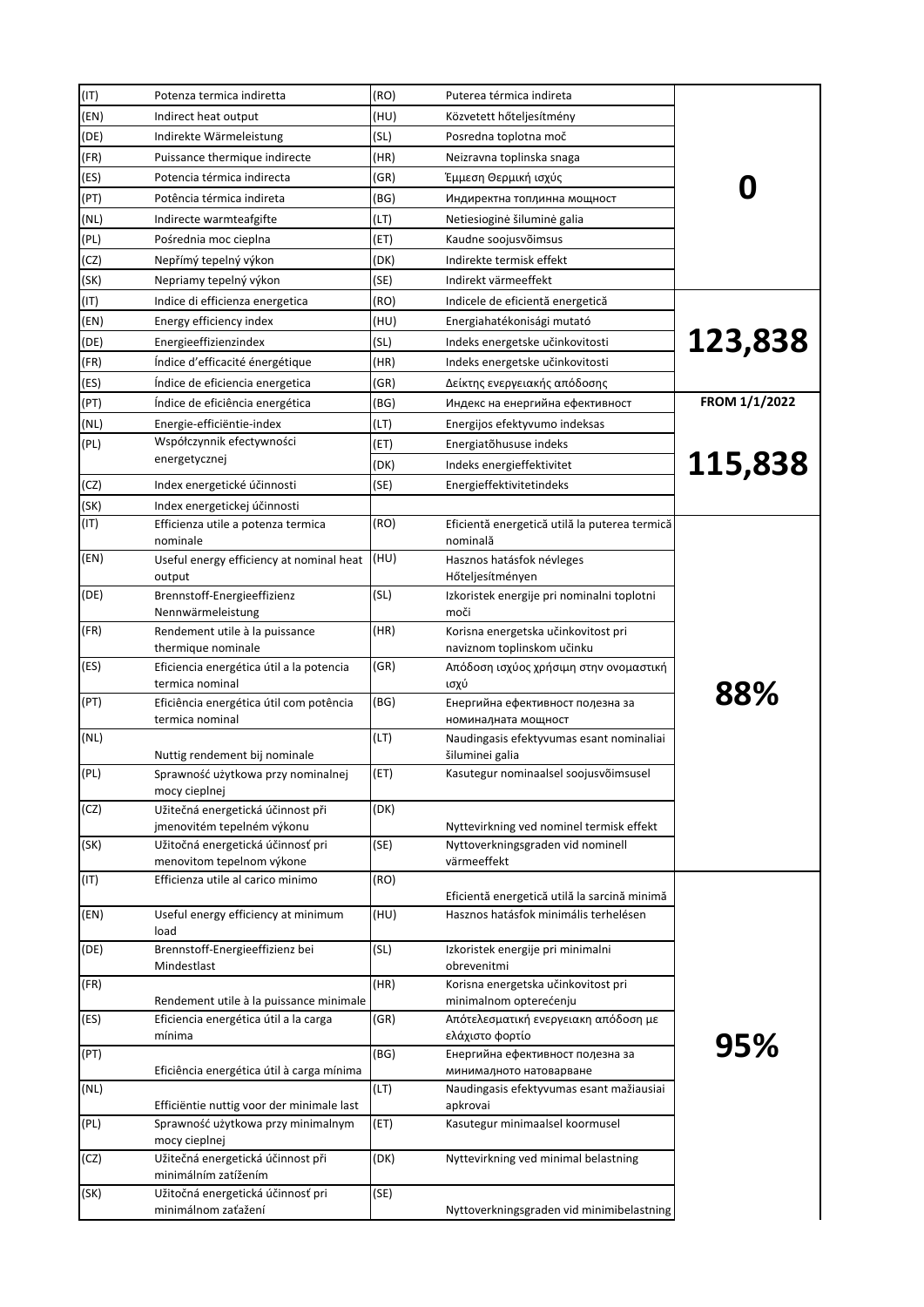| | | | | |
|---|---|---|---|---|
| (IT) | Potenza termica indiretta | (RO) | Puterea térmica indireta | **0** |
| (EN) | Indirect heat output | (HU) | Közvetett hőteljesítmény | |
| (DE) | Indirekte Wärmeleistung | (SL) | Posredna toplotna moč | |
| (FR) | Puissance thermique indirecte | (HR) | Neizravna toplinska snaga | |
| (ES) | Potencia térmica indirecta | (GR) | Έμμεση Θερμική ισχύς | |
| (PT) | Potência térmica indireta | (BG) | Индиректна топлинна мощност | |
| (NL) | Indirecte warmteafgifte | (LT) | Netiesioginė šiluminė galia | |
| (PL) | Pośrednia moc cieplna | (ET) | Kaudne soojusvõimsus | |
| (CZ) | Nepřímý tepelný výkon | (DK) | Indirekte termisk effekt | |
| (SK) | Nepriamy tepelný výkon | (SE) | Indirekt värmeeffekt | |
| (IT) | Indice di efficienza energetica | (RO) | Indicele de eficientă energetică | **123,838** |
| (EN) | Energy efficiency index | (HU) | Energiahatékonysági mutató | |
| (DE) | Energieeffizienzindex | (SL) | Indeks energetske učinkovitosti | |
| (FR) | Índice d'efficacité énergétique | (HR) | Indeks energetske učinkovitosti | |
| (ES) | Índice de eficiencia energetica | (GR) | Δείκτης ενεργειακής απόδοσης | |
| (PT) | Índice de eficiência energética | (BG) | Индекс на енергийна ефективност | **FROM 1/1/2022** |
| (NL) | Energie-efficiëntie-index | (LT) | Energijos efektyvumo indeksas | **115,838** |
| (PL) | Współczynnik efectywności energetycznej | (ET) | Energiatõhususe indeks | |
| | | (DK) | Indeks energieffektivitet | |
| (CZ) | Index energetické účinnosti | (SE) | Energieffektivitetindeks | |
| (SK) | Index energetickej účinnosti | | | |
| (IT) | Efficienza utile a potenza termica nominale | (RO) | Eficientă energetică utilă la puterea termică nominală | **88%** |
| (EN) | Useful energy efficiency at nominal heat output | (HU) | Hasznos hatásfok névleges Hőteljesítményen | |
| (DE) | Brennstoff-Energieeffizienz Nennwärmeleistung | (SL) | Izkoristek energije pri nominalni toplotni moči | |
| (FR) | Rendement utile à la puissance thermique nominale | (HR) | Korisna energetska učinkovitost pri naviznom toplinskom učinku | |
| (ES) | Eficiencia energética útil a la potencia termica nominal | (GR) | Απόδοση ισχύος χρήσιμη στην ονομαστική ισχύ | |
| (PT) | Eficiência energética útil com potência termica nominal | (BG) | Енергийна ефективност полезна за номиналната мощност | |
| (NL) | Nuttig rendement bij nominale | (LT) | Naudingasis efektyvumas esant nominaliai šiluminei galia | |
| (PL) | Sprawność użytkowa przy nominalnej mocy cieplnej | (ET) | Kasutegur nominaalsel soojusvõimsusel | |
| (CZ) | Užitečná energetická účinnost při jmenovitém tepelném výkonu | (DK) | Nyttevirkning ved nominel termisk effekt | |
| (SK) | Užitočná energetická účinnosť pri menovitom tepelnom výkone | (SE) | Nyttoverkningsgraden vid nominell värmeeffekt | |
| (IT) | Efficienza utile al carico minimo | (RO) | Eficientă energetică utilă la sarcină minimă | **95%** |
| (EN) | Useful energy efficiency at minimum load | (HU) | Hasznos hatásfok minimális terhelésen | |
| (DE) | Brennstoff-Energieeffizienz bei Mindestlast | (SL) | Izkoristek energije pri minimalni obrevenitmi | |
| (FR) | Rendement utile à la puissance minimale | (HR) | Korisna energetska učinkovitost pri minimalnom opterećenju | |
| (ES) | Eficiencia energética útil a la carga mínima | (GR) | Απότελεσματική ενεργειακη απόδοση με ελάχιστο φορτίο | |
| (PT) | Eficiência energética útil à carga mínima | (BG) | Енергийна ефективност полезна за минималното натоварване | |
| (NL) | Efficiëntie nuttig voor der minimale last | (LT) | Naudingasis efektyvumas esant mažiausiai apkrovai | |
| (PL) | Sprawność użytkowa przy minimalnym mocy cieplnej | (ET) | Kasutegur minimaalsel koormusel | |
| (CZ) | Užitečná energetická účinnost při minimálním zatížení | (DK) | Nyttevirkning ved minimal belastning | |
| (SK) | Užitočná energetická účinnosť pri minimálnom zaťažení | (SE) | Nyttoverkningsgraden vid minimibelastning | |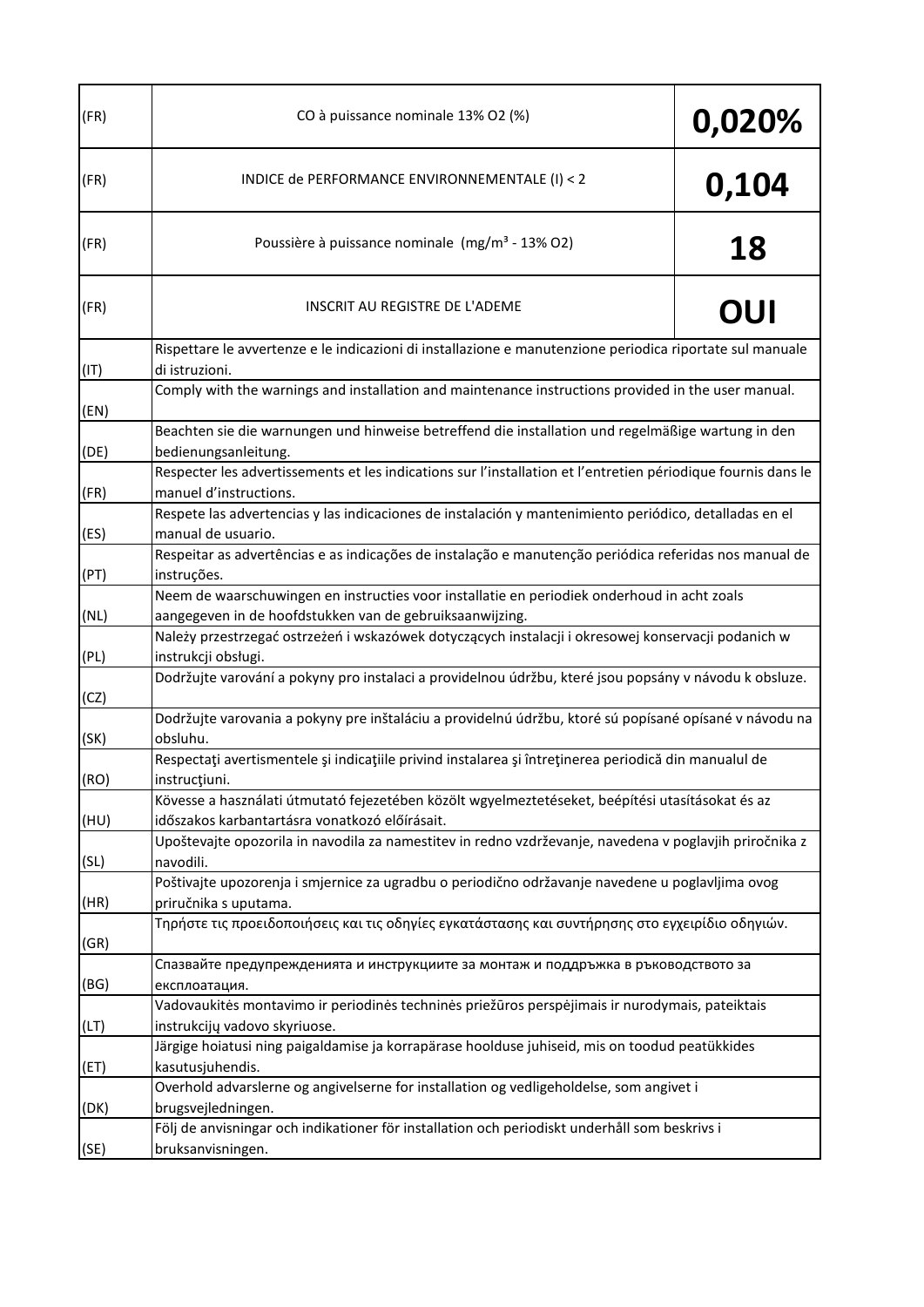| | | |
|---|---|---|
| (FR) | CO à puissance nominale 13% O2 (%) | **0,020%** |
| (FR) | INDICE de PERFORMANCE ENVIRONNEMENTALE (I) < 2 | **0,104** |
| (FR) | Poussière à puissance nominale (mg/m³ - 13% O2) | **18** |
| (FR) | INSCRIT AU REGISTRE DE L'ADEME | **OUI** |
| (IT) | Rispettare le avvertenze e le indicazioni di installazione e manutenzione periodica riportate sul manuale di istruzioni. | |
| (EN) | Comply with the warnings and installation and maintenance instructions provided in the user manual. | |
| (DE) | Beachten sie die warnungen und hinweise betreffend die installation und regelmäßige wartung in den bedienungsanleitung. | |
| (FR) | Respecter les advertissements et les indications sur l'installation et l'entretien périodique fournis dans le manuel d'instructions. | |
| (ES) | Respete las advertencias y las indicaciones de instalación y mantenimiento periódico, detalladas en el manual de usuario. | |
| (PT) | Respeitar as advertências e as indicações de instalação e manutenção periódica referidas nos manual de instruções. | |
| (NL) | Neem de waarschuwingen en instructies voor installatie en periodiek onderhoud in acht zoals aangegeven in de hoofdstukken van de gebruiksaanwijzing. | |
| (PL) | Należy przestrzegać ostrzeżeń i wskazówek dotyczących instalacji i okresowej konserwacji podanich w instrukcji obsługi. | |
| (CZ) | Dodržujte varování a pokyny pro instalaci a providelnou údržbu, které jsou popsány v návodu k obsluze. | |
| (SK) | Dodržujte varovania a pokyny pre inštaláciu a providelnú údržbu, ktoré sú popísané opísané v návodu na obsluhu. | |
| (RO) | Respectaţi avertismentele şi indicaţiile privind instalarea şi întreţinerea periodică din manualul de instrucţiuni. | |
| (HU) | Kövesse a használati útmutató fejezetében közölt wgyelmeztetéseket, beépítési utasításokat és az időszakos karbantartásra vonatkozó előírásait. | |
| (SL) | Upoštevajte opozorila in navodila za namestitev in redno vzdrževanje, navedena v poglavjih priročnika z navodili. | |
| (HR) | Poštivajte upozorenja i smjernice za ugradbu o periodično održavanje navedene u poglavljima ovog priručnika s uputama. | |
| (GR) | Τηρήστε τις προειδοποιήσεις και τις οδηγίες εγκατάστασης και συντήρησης στο εγχειρίδιο οδηγιών. | |
| (BG) | Спазвайте предупрежденията и инструкциите за монтаж и поддръжка в ръководството за експлоатация. | |
| (LT) | Vadovaukitės montavimo ir periodinės techninės priežūros perspėjimais ir nurodymais, pateiktais instrukcijų vadovo skyriuose. | |
| (ET) | Järgige hoiatusi ning paigaldamise ja korrapärase hoolduse juhiseid, mis on toodud peatükkides kasutusjuhendis. | |
| (DK) | Overhold advarslerne og angivelserne for installation og vedligeholdelse, som angivet i brugsvejledningen. | |
| (SE) | Följ de anvisningar och indikationer för installation och periodiskt underhåll som beskrivs i bruksanvisningen. | |